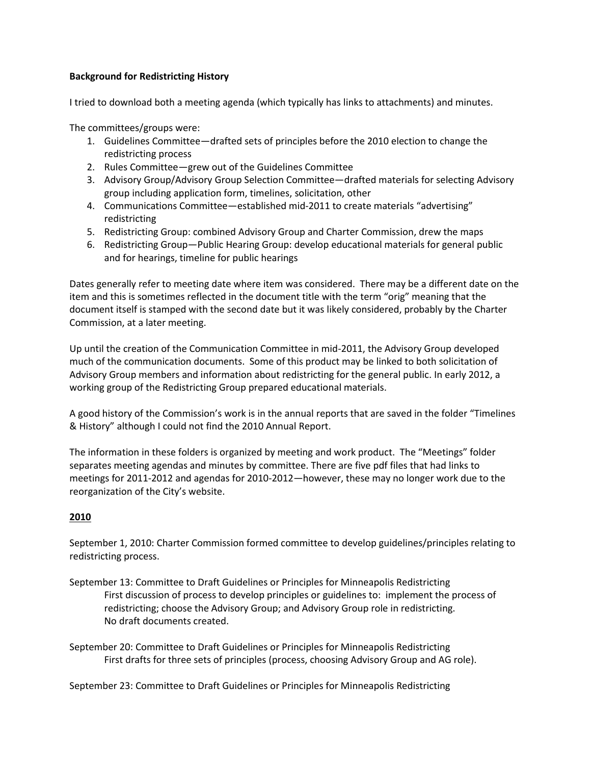**Background for Redistricting History**

I tried to download both a meeting agenda (which typically has links to attachments) and minutes.

The committees/groups were:

1. Guidelines Committee—drafted sets of principles before the 2010 election to change the redistricting process
2. Rules Committee—grew out of the Guidelines Committee
3. Advisory Group/Advisory Group Selection Committee—drafted materials for selecting Advisory group including application form, timelines, solicitation, other
4. Communications Committee—established mid-2011 to create materials "advertising" redistricting
5. Redistricting Group: combined Advisory Group and Charter Commission, drew the maps
6. Redistricting Group—Public Hearing Group: develop educational materials for general public and for hearings, timeline for public hearings

Dates generally refer to meeting date where item was considered. There may be a different date on the item and this is sometimes reflected in the document title with the term "orig" meaning that the document itself is stamped with the second date but it was likely considered, probably by the Charter Commission, at a later meeting.

Up until the creation of the Communication Committee in mid-2011, the Advisory Group developed much of the communication documents. Some of this product may be linked to both solicitation of Advisory Group members and information about redistricting for the general public. In early 2012, a working group of the Redistricting Group prepared educational materials.

A good history of the Commission's work is in the annual reports that are saved in the folder "Timelines & History" although I could not find the 2010 Annual Report.

The information in these folders is organized by meeting and work product. The "Meetings" folder separates meeting agendas and minutes by committee. There are five pdf files that had links to meetings for 2011-2012 and agendas for 2010-2012—however, these may no longer work due to the reorganization of the City's website.

## 2010

September 1, 2010: Charter Commission formed committee to develop guidelines/principles relating to redistricting process.

September 13: Committee to Draft Guidelines or Principles for Minneapolis Redistricting

First discussion of process to develop principles or guidelines to: implement the process of redistricting; choose the Advisory Group; and Advisory Group role in redistricting.
No draft documents created.

September 20: Committee to Draft Guidelines or Principles for Minneapolis Redistricting

First drafts for three sets of principles (process, choosing Advisory Group and AG role).

September 23: Committee to Draft Guidelines or Principles for Minneapolis Redistricting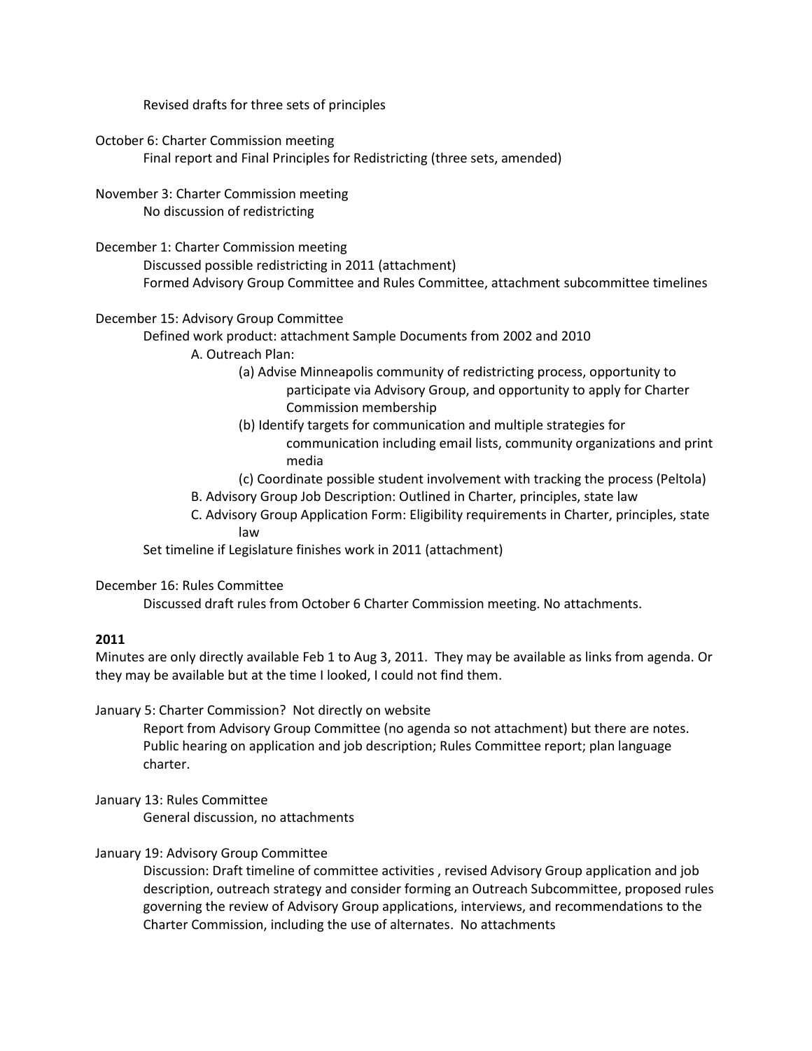Revised drafts for three sets of principles

October 6: Charter Commission meeting

Final report and Final Principles for Redistricting (three sets, amended)

November 3: Charter Commission meeting

No discussion of redistricting

December 1: Charter Commission meeting

Discussed possible redistricting in 2011 (attachment)

Formed Advisory Group Committee and Rules Committee, attachment subcommittee timelines

December 15: Advisory Group Committee

Defined work product: attachment Sample Documents from 2002 and 2010

- A. Outreach Plan:
  - (a) Advise Minneapolis community of redistricting process, opportunity to participate via Advisory Group, and opportunity to apply for Charter Commission membership
  - (b) Identify targets for communication and multiple strategies for communication including email lists, community organizations and print media
  - (c) Coordinate possible student involvement with tracking the process (Peltola)
- B. Advisory Group Job Description: Outlined in Charter, principles, state law
- C. Advisory Group Application Form: Eligibility requirements in Charter, principles, state law

Set timeline if Legislature finishes work in 2011 (attachment)

December 16: Rules Committee

Discussed draft rules from October 6 Charter Commission meeting. No attachments.

**2011**

Minutes are only directly available Feb 1 to Aug 3, 2011. They may be available as links from agenda. Or they may be available but at the time I looked, I could not find them.

January 5: Charter Commission? Not directly on website

Report from Advisory Group Committee (no agenda so not attachment) but there are notes. Public hearing on application and job description; Rules Committee report; plan language charter.

January 13: Rules Committee

General discussion, no attachments

January 19: Advisory Group Committee

Discussion: Draft timeline of committee activities , revised Advisory Group application and job description, outreach strategy and consider forming an Outreach Subcommittee, proposed rules governing the review of Advisory Group applications, interviews, and recommendations to the Charter Commission, including the use of alternates. No attachments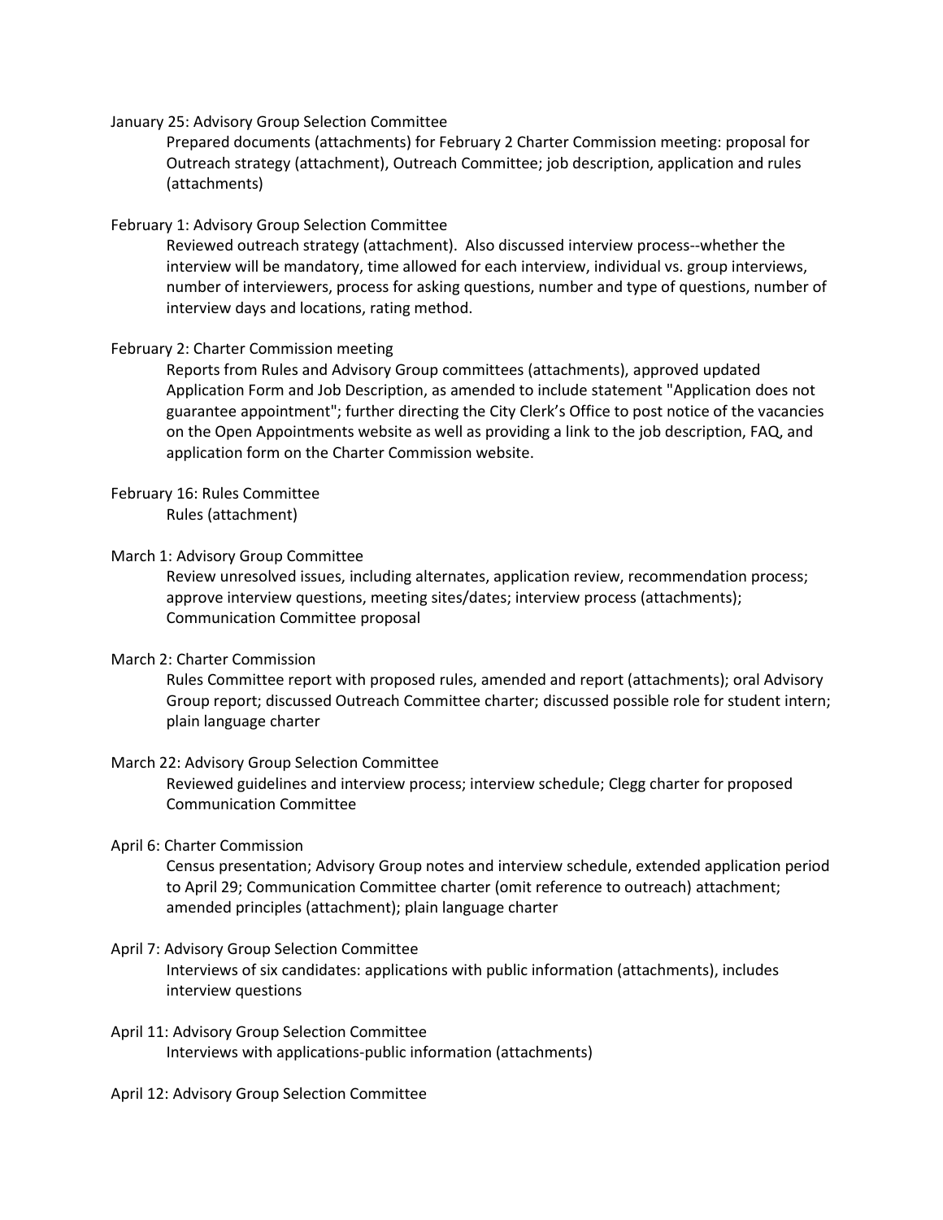January 25: Advisory Group Selection Committee

Prepared documents (attachments) for February 2 Charter Commission meeting: proposal for Outreach strategy (attachment), Outreach Committee; job description, application and rules (attachments)

February 1: Advisory Group Selection Committee

Reviewed outreach strategy (attachment). Also discussed interview process--whether the interview will be mandatory, time allowed for each interview, individual vs. group interviews, number of interviewers, process for asking questions, number and type of questions, number of interview days and locations, rating method.

February 2: Charter Commission meeting

Reports from Rules and Advisory Group committees (attachments), approved updated Application Form and Job Description, as amended to include statement "Application does not guarantee appointment"; further directing the City Clerk's Office to post notice of the vacancies on the Open Appointments website as well as providing a link to the job description, FAQ, and application form on the Charter Commission website.

February 16: Rules Committee

Rules (attachment)

March 1: Advisory Group Committee

Review unresolved issues, including alternates, application review, recommendation process; approve interview questions, meeting sites/dates; interview process (attachments); Communication Committee proposal

March 2: Charter Commission

Rules Committee report with proposed rules, amended and report (attachments); oral Advisory Group report; discussed Outreach Committee charter; discussed possible role for student intern; plain language charter

March 22: Advisory Group Selection Committee

Reviewed guidelines and interview process; interview schedule; Clegg charter for proposed Communication Committee

April 6: Charter Commission

Census presentation; Advisory Group notes and interview schedule, extended application period to April 29; Communication Committee charter (omit reference to outreach) attachment; amended principles (attachment); plain language charter

April 7: Advisory Group Selection Committee

Interviews of six candidates: applications with public information (attachments), includes interview questions

April 11: Advisory Group Selection Committee

Interviews with applications-public information (attachments)

April 12: Advisory Group Selection Committee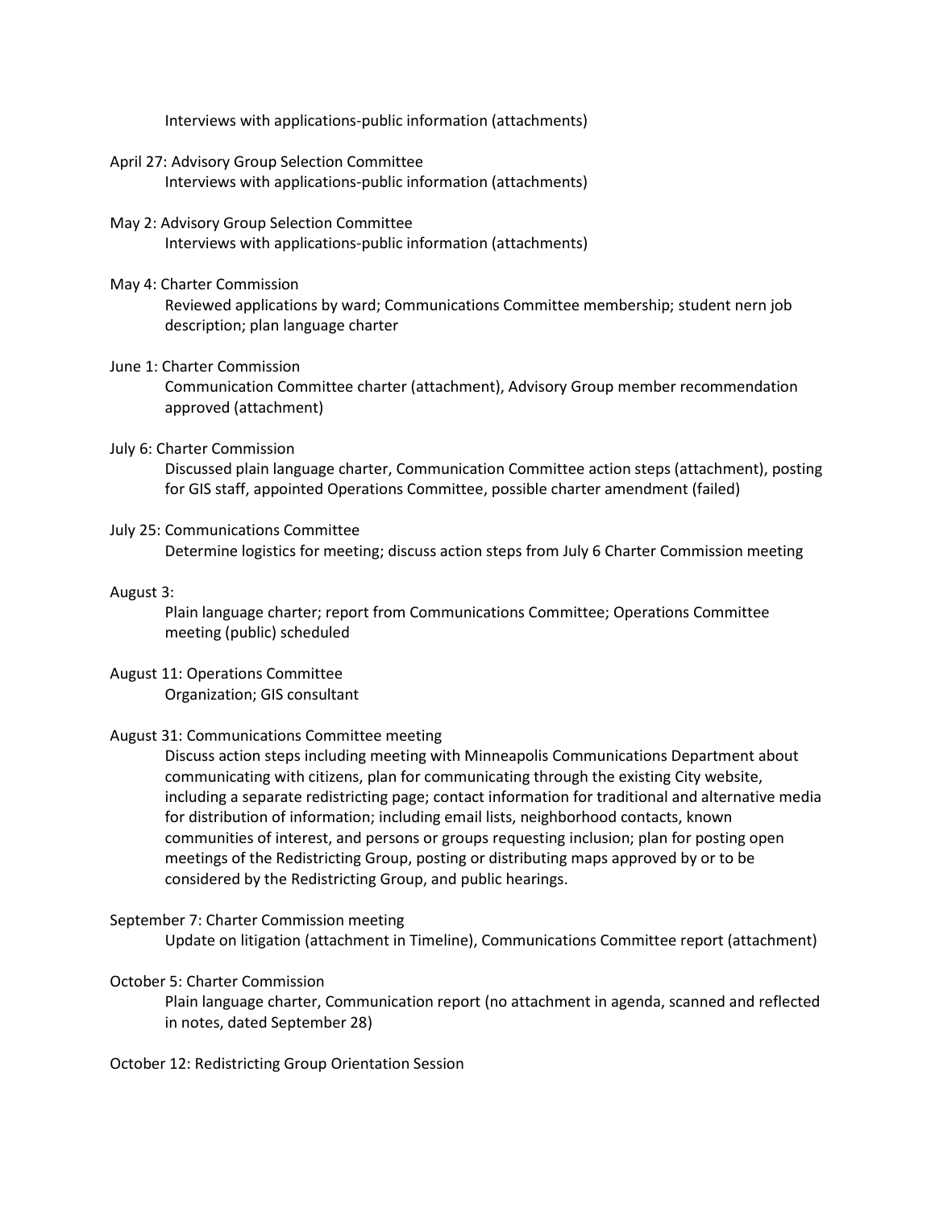Interviews with applications-public information (attachments)

April 27: Advisory Group Selection Committee
    Interviews with applications-public information (attachments)

May 2: Advisory Group Selection Committee
    Interviews with applications-public information (attachments)

May 4: Charter Commission
    Reviewed applications by ward; Communications Committee membership; student nern job description; plan language charter

June 1: Charter Commission
    Communication Committee charter (attachment), Advisory Group member recommendation approved (attachment)

July 6: Charter Commission
    Discussed plain language charter, Communication Committee action steps (attachment), posting for GIS staff, appointed Operations Committee, possible charter amendment (failed)

July 25: Communications Committee
    Determine logistics for meeting; discuss action steps from July 6 Charter Commission meeting

August 3:
    Plain language charter; report from Communications Committee; Operations Committee meeting (public) scheduled

August 11: Operations Committee
    Organization; GIS consultant

August 31: Communications Committee meeting
    Discuss action steps including meeting with Minneapolis Communications Department about communicating with citizens, plan for communicating through the existing City website, including a separate redistricting page; contact information for traditional and alternative media for distribution of information; including email lists, neighborhood contacts, known communities of interest, and persons or groups requesting inclusion; plan for posting open meetings of the Redistricting Group, posting or distributing maps approved by or to be considered by the Redistricting Group, and public hearings.

September 7: Charter Commission meeting
    Update on litigation (attachment in Timeline), Communications Committee report (attachment)

October 5: Charter Commission
    Plain language charter, Communication report (no attachment in agenda, scanned and reflected in notes, dated September 28)

October 12: Redistricting Group Orientation Session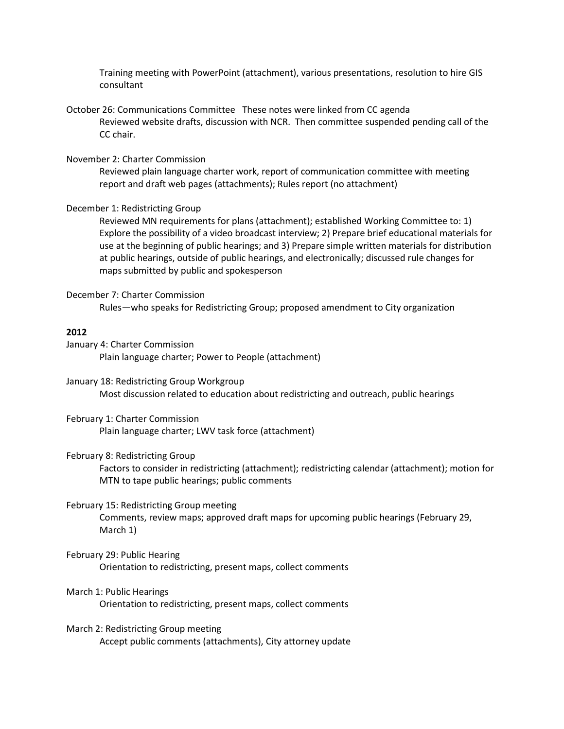Training meeting with PowerPoint (attachment), various presentations, resolution to hire GIS consultant

October 26: Communications Committee These notes were linked from CC agenda

Reviewed website drafts, discussion with NCR. Then committee suspended pending call of the CC chair.

November 2: Charter Commission

Reviewed plain language charter work, report of communication committee with meeting report and draft web pages (attachments); Rules report (no attachment)

December 1: Redistricting Group

Reviewed MN requirements for plans (attachment); established Working Committee to: 1) Explore the possibility of a video broadcast interview; 2) Prepare brief educational materials for use at the beginning of public hearings; and 3) Prepare simple written materials for distribution at public hearings, outside of public hearings, and electronically; discussed rule changes for maps submitted by public and spokesperson

December 7: Charter Commission

Rules—who speaks for Redistricting Group; proposed amendment to City organization

**2012**

January 4: Charter Commission

Plain language charter; Power to People (attachment)

January 18: Redistricting Group Workgroup

Most discussion related to education about redistricting and outreach, public hearings

February 1: Charter Commission

Plain language charter; LWV task force (attachment)

February 8: Redistricting Group

Factors to consider in redistricting (attachment); redistricting calendar (attachment); motion for MTN to tape public hearings; public comments

February 15: Redistricting Group meeting

Comments, review maps; approved draft maps for upcoming public hearings (February 29, March 1)

February 29: Public Hearing

Orientation to redistricting, present maps, collect comments

March 1: Public Hearings

Orientation to redistricting, present maps, collect comments

March 2: Redistricting Group meeting

Accept public comments (attachments), City attorney update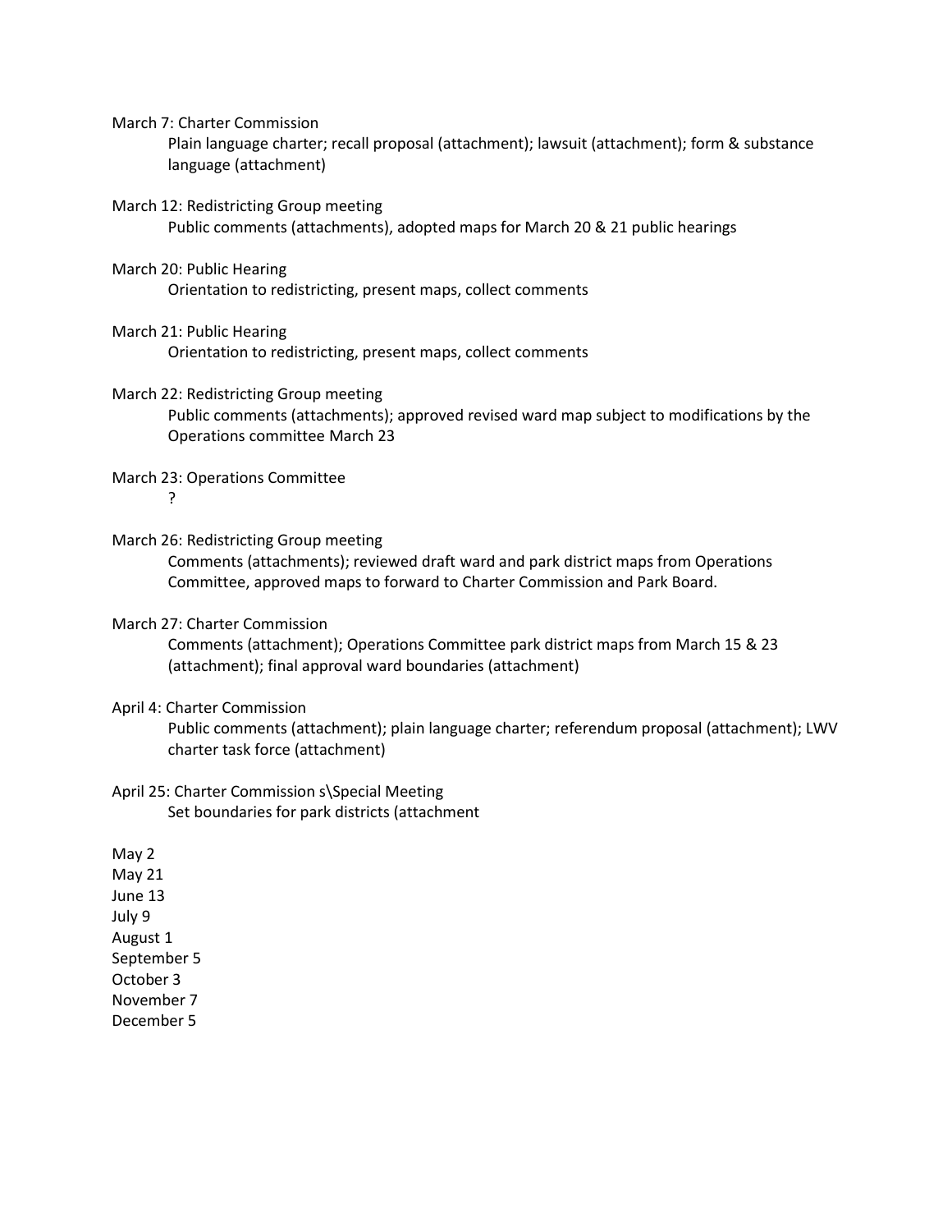March 7: Charter Commission

Plain language charter; recall proposal (attachment); lawsuit (attachment); form & substance language (attachment)

March 12: Redistricting Group meeting

Public comments (attachments), adopted maps for March 20 & 21 public hearings

March 20: Public Hearing

Orientation to redistricting, present maps, collect comments

March 21: Public Hearing

Orientation to redistricting, present maps, collect comments

March 22: Redistricting Group meeting

Public comments (attachments); approved revised ward map subject to modifications by the Operations committee March 23

March 23: Operations Committee

?

March 26: Redistricting Group meeting

Comments (attachments); reviewed draft ward and park district maps from Operations Committee, approved maps to forward to Charter Commission and Park Board.

March 27: Charter Commission

Comments (attachment); Operations Committee park district maps from March 15 & 23 (attachment); final approval ward boundaries (attachment)

April 4: Charter Commission

Public comments (attachment); plain language charter; referendum proposal (attachment); LWV charter task force (attachment)

April 25: Charter Commission s\Special Meeting

Set boundaries for park districts (attachment

May 2

May 21

June 13

July 9

August 1

September 5

October 3

November 7

December 5